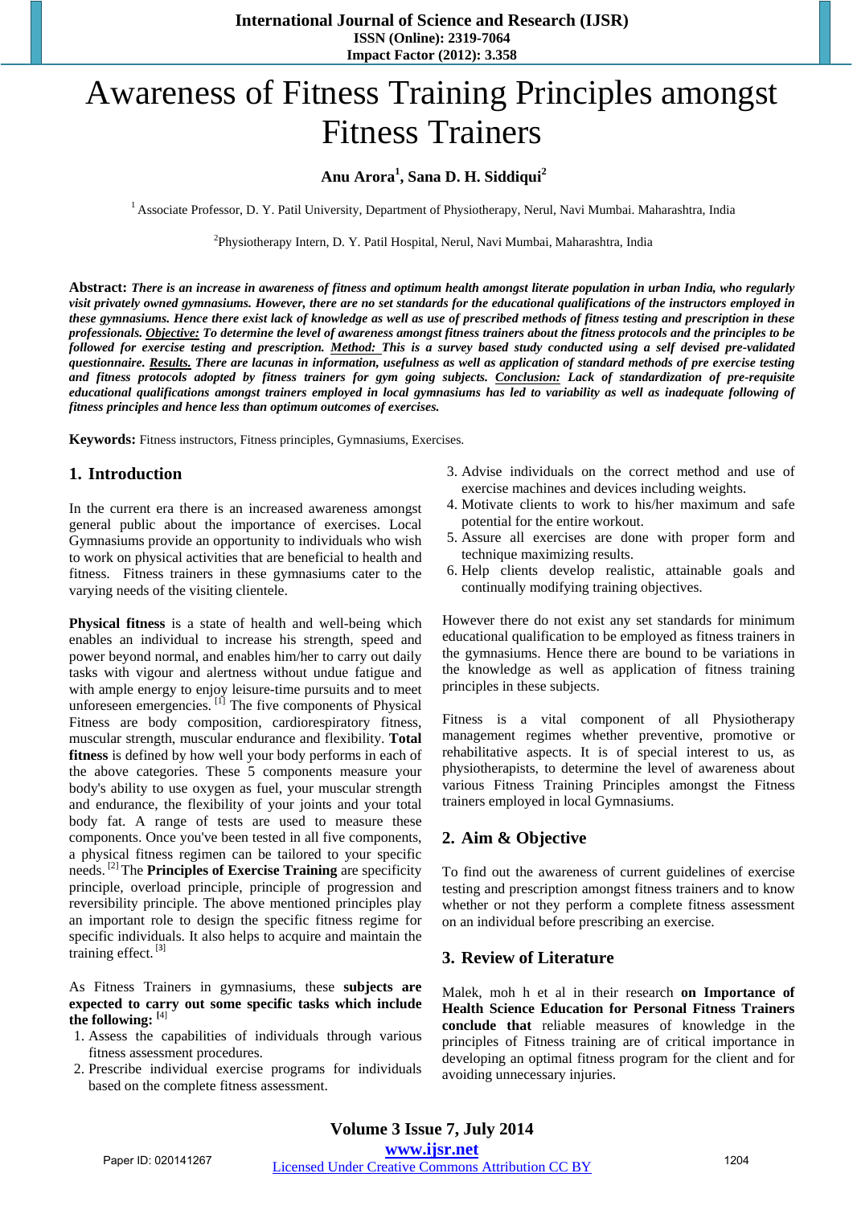# Awareness of Fitness Training Principles amongst Fitness Trainers

**Anu Arora[1], Sana D. H. Siddiqui[2]**

[1] Associate Professor, D. Y. Patil University, Department of Physiotherapy, Nerul, Navi Mumbai. Maharashtra, India

[2]Physiotherapy Intern, D. Y. Patil Hospital, Nerul, Navi Mumbai, Maharashtra, India

**Abstract:** ***There is an increase in awareness of fitness and optimum health amongst literate population in urban India, who regularly visit privately owned gymnasiums. However, there are no set standards for the educational qualifications of the instructors employed in these gymnasiums. Hence there exist lack of knowledge as well as use of prescribed methods of fitness testing and prescription in these professionals. Objective: To determine the level of awareness amongst fitness trainers about the fitness protocols and the principles to be followed for exercise testing and prescription. Method: This is a survey based study conducted using a self devised pre-validated questionnaire. Results. There are lacunas in information, usefulness as well as application of standard methods of pre exercise testing and fitness protocols adopted by fitness trainers for gym going subjects. Conclusion: Lack of standardization of pre-requisite educational qualifications amongst trainers employed in local gymnasiums has led to variability as well as inadequate following of fitness principles and hence less than optimum outcomes of exercises.***

**Keywords:** Fitness instructors, Fitness principles, Gymnasiums, Exercises.

## 1. Introduction

In the current era there is an increased awareness amongst general public about the importance of exercises. Local Gymnasiums provide an opportunity to individuals who wish to work on physical activities that are beneficial to health and fitness. Fitness trainers in these gymnasiums cater to the varying needs of the visiting clientele.

**Physical fitness** is a state of health and well-being which enables an individual to increase his strength, speed and power beyond normal, and enables him/her to carry out daily tasks with vigour and alertness without undue fatigue and with ample energy to enjoy leisure-time pursuits and to meet unforeseen emergencies. [1] The five components of Physical Fitness are body composition, cardiorespiratory fitness, muscular strength, muscular endurance and flexibility. **Total fitness** is defined by how well your body performs in each of the above categories. These 5 components measure your body's ability to use oxygen as fuel, your muscular strength and endurance, the flexibility of your joints and your total body fat. A range of tests are used to measure these components. Once you've been tested in all five components, a physical fitness regimen can be tailored to your specific needs. [2] The **Principles of Exercise Training** are specificity principle, overload principle, principle of progression and reversibility principle. The above mentioned principles play an important role to design the specific fitness regime for specific individuals. It also helps to acquire and maintain the training effect. [3]

As Fitness Trainers in gymnasiums, these **subjects are expected to carry out some specific tasks which include the following:** [4]

1. Assess the capabilities of individuals through various fitness assessment procedures.
2. Prescribe individual exercise programs for individuals based on the complete fitness assessment.
3. Advise individuals on the correct method and use of exercise machines and devices including weights.
4. Motivate clients to work to his/her maximum and safe potential for the entire workout.
5. Assure all exercises are done with proper form and technique maximizing results.
6. Help clients develop realistic, attainable goals and continually modifying training objectives.

However there do not exist any set standards for minimum educational qualification to be employed as fitness trainers in the gymnasiums. Hence there are bound to be variations in the knowledge as well as application of fitness training principles in these subjects.

Fitness is a vital component of all Physiotherapy management regimes whether preventive, promotive or rehabilitative aspects. It is of special interest to us, as physiotherapists, to determine the level of awareness about various Fitness Training Principles amongst the Fitness trainers employed in local Gymnasiums.

## 2. Aim & Objective

To find out the awareness of current guidelines of exercise testing and prescription amongst fitness trainers and to know whether or not they perform a complete fitness assessment on an individual before prescribing an exercise.

## 3. Review of Literature

Malek, moh h et al in their research **on Importance of Health Science Education for Personal Fitness Trainers conclude that** reliable measures of knowledge in the principles of Fitness training are of critical importance in developing an optimal fitness program for the client and for avoiding unnecessary injuries.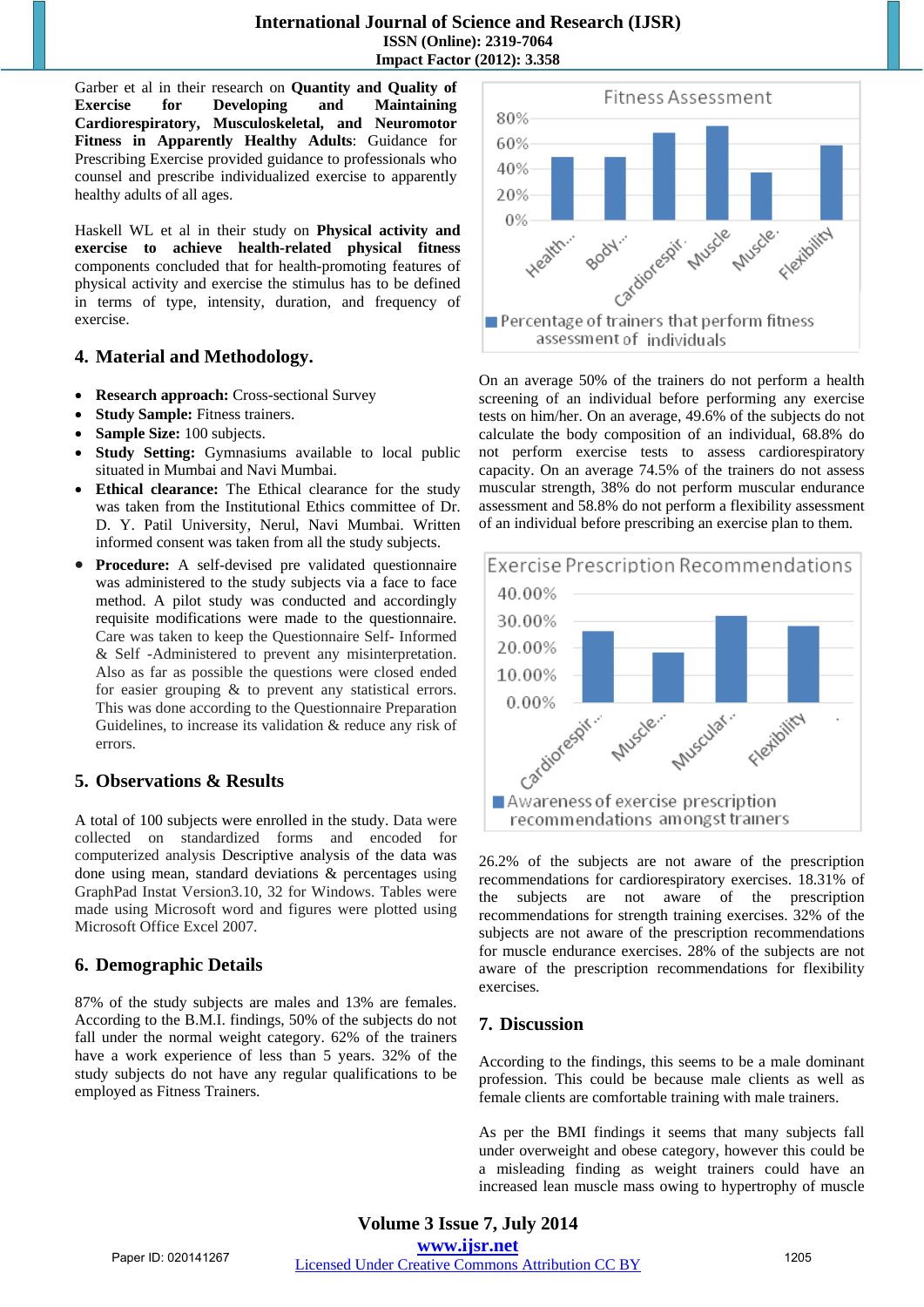Garber et al in their research on **Quantity and Quality of Exercise for Developing and Maintaining Cardiorespiratory, Musculoskeletal, and Neuromotor Fitness in Apparently Healthy Adults**: Guidance for Prescribing Exercise provided guidance to professionals who counsel and prescribe individualized exercise to apparently healthy adults of all ages.

Haskell WL et al in their study on **Physical activity and exercise to achieve health-related physical fitness** components concluded that for health-promoting features of physical activity and exercise the stimulus has to be defined in terms of type, intensity, duration, and frequency of exercise.

## 4. Material and Methodology.

- **Research approach:** Cross-sectional Survey
- **Study Sample:** Fitness trainers.
- **Sample Size:** 100 subjects.
- **Study Setting:** Gymnasiums available to local public situated in Mumbai and Navi Mumbai.
- **Ethical clearance:** The Ethical clearance for the study was taken from the Institutional Ethics committee of Dr. D. Y. Patil University, Nerul, Navi Mumbai. Written informed consent was taken from all the study subjects.
- **Procedure:** A self-devised pre validated questionnaire was administered to the study subjects via a face to face method. A pilot study was conducted and accordingly requisite modifications were made to the questionnaire. Care was taken to keep the Questionnaire Self- Informed & Self -Administered to prevent any misinterpretation. Also as far as possible the questions were closed ended for easier grouping & to prevent any statistical errors. This was done according to the Questionnaire Preparation Guidelines, to increase its validation & reduce any risk of errors.

## 5. Observations & Results

A total of 100 subjects were enrolled in the study. Data were collected on standardized forms and encoded for computerized analysis Descriptive analysis of the data was done using mean, standard deviations & percentages using GraphPad Instat Version3.10, 32 for Windows. Tables were made using Microsoft word and figures were plotted using Microsoft Office Excel 2007.

## 6. Demographic Details

87% of the study subjects are males and 13% are females. According to the B.M.I. findings, 50% of the subjects do not fall under the normal weight category. 62% of the trainers have a work experience of less than 5 years. 32% of the study subjects do not have any regular qualifications to be employed as Fitness Trainers.

On an average 50% of the trainers do not perform a health screening of an individual before performing any exercise tests on him/her. On an average, 49.6% of the subjects do not calculate the body composition of an individual, 68.8% do not perform exercise tests to assess cardiorespiratory capacity. On an average 74.5% of the trainers do not assess muscular strength, 38% do not perform muscular endurance assessment and 58.8% do not perform a flexibility assessment of an individual before prescribing an exercise plan to them.

26.2% of the subjects are not aware of the prescription recommendations for cardiorespiratory exercises. 18.31% of the subjects are not aware of the prescription recommendations for strength training exercises. 32% of the subjects are not aware of the prescription recommendations for muscle endurance exercises. 28% of the subjects are not aware of the prescription recommendations for flexibility exercises.

## 7. Discussion

According to the findings, this seems to be a male dominant profession. This could be because male clients as well as female clients are comfortable training with male trainers.

As per the BMI findings it seems that many subjects fall under overweight and obese category, however this could be a misleading finding as weight trainers could have an increased lean muscle mass owing to hypertrophy of muscle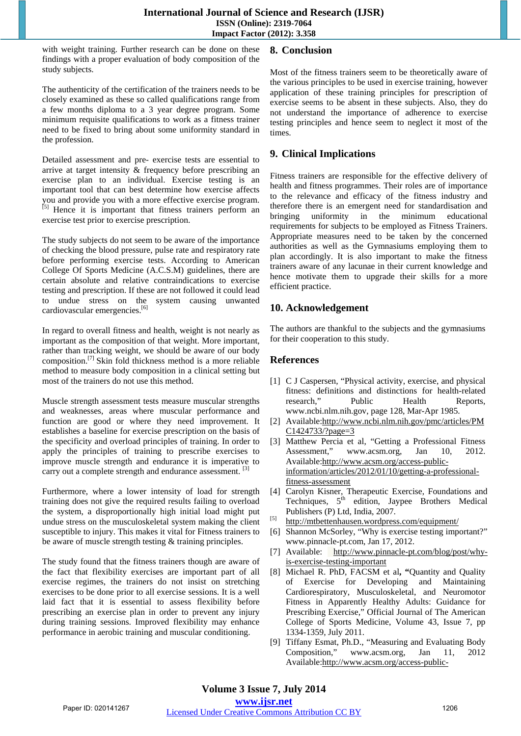with weight training. Further research can be done on these findings with a proper evaluation of body composition of the study subjects.

The authenticity of the certification of the trainers needs to be closely examined as these so called qualifications range from a few months diploma to a 3 year degree program. Some minimum requisite qualifications to work as a fitness trainer need to be fixed to bring about some uniformity standard in the profession.

Detailed assessment and pre- exercise tests are essential to arrive at target intensity & frequency before prescribing an exercise plan to an individual. Exercise testing is an important tool that can best determine how exercise affects you and provide you with a more effective exercise program.[5] Hence it is important that fitness trainers perform an exercise test prior to exercise prescription.

The study subjects do not seem to be aware of the importance of checking the blood pressure, pulse rate and respiratory rate before performing exercise tests. According to American College Of Sports Medicine (A.C.S.M) guidelines, there are certain absolute and relative contraindications to exercise testing and prescription. If these are not followed it could lead to undue stress on the system causing unwanted cardiovascular emergencies.[6]

In regard to overall fitness and health, weight is not nearly as important as the composition of that weight. More important, rather than tracking weight, we should be aware of our body composition.[7] Skin fold thickness method is a more reliable method to measure body composition in a clinical setting but most of the trainers do not use this method.

Muscle strength assessment tests measure muscular strengths and weaknesses, areas where muscular performance and function are good or where they need improvement. It establishes a baseline for exercise prescription on the basis of the specificity and overload principles of training. In order to apply the principles of training to prescribe exercises to improve muscle strength and endurance it is imperative to carry out a complete strength and endurance assessment. [3]

Furthermore, where a lower intensity of load for strength training does not give the required results failing to overload the system, a disproportionally high initial load might put undue stress on the musculoskeletal system making the client susceptible to injury. This makes it vital for Fitness trainers to be aware of muscle strength testing & training principles.

The study found that the fitness trainers though are aware of the fact that flexibility exercises are important part of all exercise regimes, the trainers do not insist on stretching exercises to be done prior to all exercise sessions. It is a well laid fact that it is essential to assess flexibility before prescribing an exercise plan in order to prevent any injury during training sessions. Improved flexibility may enhance performance in aerobic training and muscular conditioning.

## 8. Conclusion

Most of the fitness trainers seem to be theoretically aware of the various principles to be used in exercise training, however application of these training principles for prescription of exercise seems to be absent in these subjects. Also, they do not understand the importance of adherence to exercise testing principles and hence seem to neglect it most of the times.

## 9. Clinical Implications

Fitness trainers are responsible for the effective delivery of health and fitness programmes. Their roles are of importance to the relevance and efficacy of the fitness industry and therefore there is an emergent need for standardisation and bringing uniformity in the minimum educational requirements for subjects to be employed as Fitness Trainers. Appropriate measures need to be taken by the concerned authorities as well as the Gymnasiums employing them to plan accordingly. It is also important to make the fitness trainers aware of any lacunae in their current knowledge and hence motivate them to upgrade their skills for a more efficient practice.

## 10. Acknowledgement

The authors are thankful to the subjects and the gymnasiums for their cooperation to this study.

## References

[1] C J Caspersen, "Physical activity, exercise, and physical fitness: definitions and distinctions for health-related research," Public Health Reports, www.ncbi.nlm.nih.gov, page 128, Mar-Apr 1985.

[2] Available:http://www.ncbi.nlm.nih.gov/pmc/articles/PMC1424733/?page=3

[3] Matthew Percia et al, "Getting a Professional Fitness Assessment," www.acsm.org, Jan 10, 2012. Available:http://www.acsm.org/access-public-information/articles/2012/01/10/getting-a-professional-fitness-assessment

[4] Carolyn Kisner, Therapeutic Exercise, Foundations and Techniques, 5th edition, Jaypee Brothers Medical Publishers (P) Ltd, India, 2007.

[5] http://mtbettenhausen.wordpress.com/equipment/

[6] Shannon McSorley, "Why is exercise testing important?" www.pinnacle-pt.com, Jan 17, 2012.

[7] Available: http://www.pinnacle-pt.com/blog/post/why-is-exercise-testing-important

[8] Michael R. PhD, FACSM et al, **"**Quantity and Quality of Exercise for Developing and Maintaining Cardiorespiratory, Musculoskeletal, and Neuromotor Fitness in Apparently Healthy Adults: Guidance for Prescribing Exercise," Official Journal of The American College of Sports Medicine, Volume 43, Issue 7, pp 1334-1359, July 2011.

[9] Tiffany Esmat, Ph.D., "Measuring and Evaluating Body Composition," www.acsm.org, Jan 11, 2012 Available:http://www.acsm.org/access-public-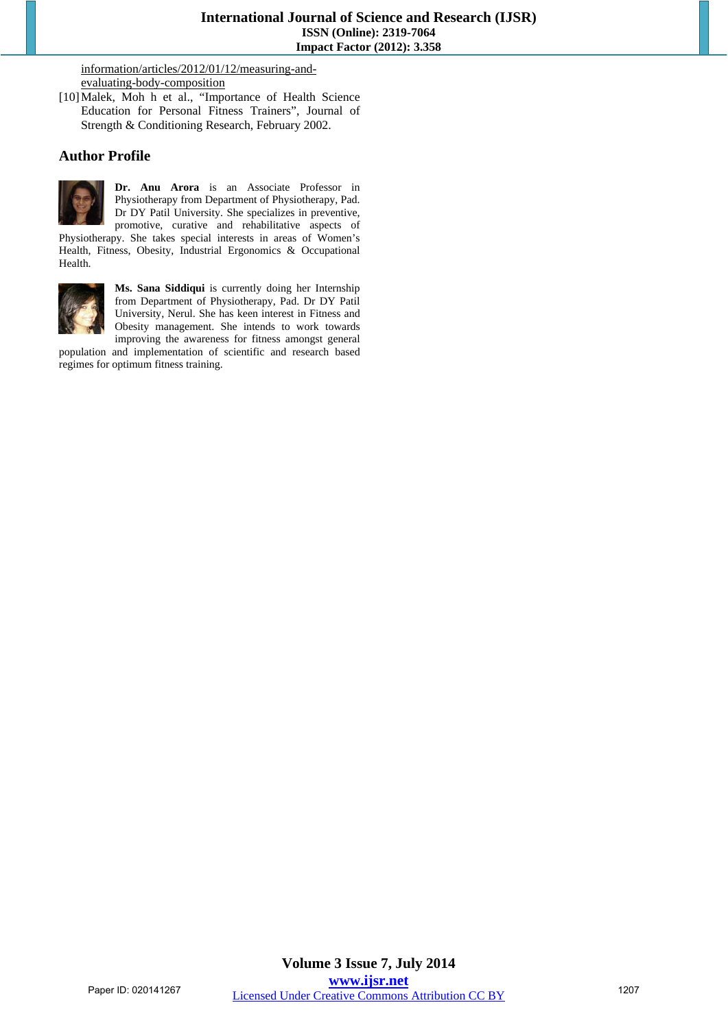information/articles/2012/01/12/measuring-and-evaluating-body-composition

[10] Malek, Moh h et al., "Importance of Health Science Education for Personal Fitness Trainers", Journal of Strength & Conditioning Research, February 2002.

## Author Profile

**Dr. Anu Arora** is an Associate Professor in Physiotherapy from Department of Physiotherapy, Pad. Dr DY Patil University. She specializes in preventive, promotive, curative and rehabilitative aspects of Physiotherapy. She takes special interests in areas of Women's Health, Fitness, Obesity, Industrial Ergonomics & Occupational Health.

**Ms. Sana Siddiqui** is currently doing her Internship from Department of Physiotherapy, Pad. Dr DY Patil University, Nerul. She has keen interest in Fitness and Obesity management. She intends to work towards improving the awareness for fitness amongst general population and implementation of scientific and research based regimes for optimum fitness training.